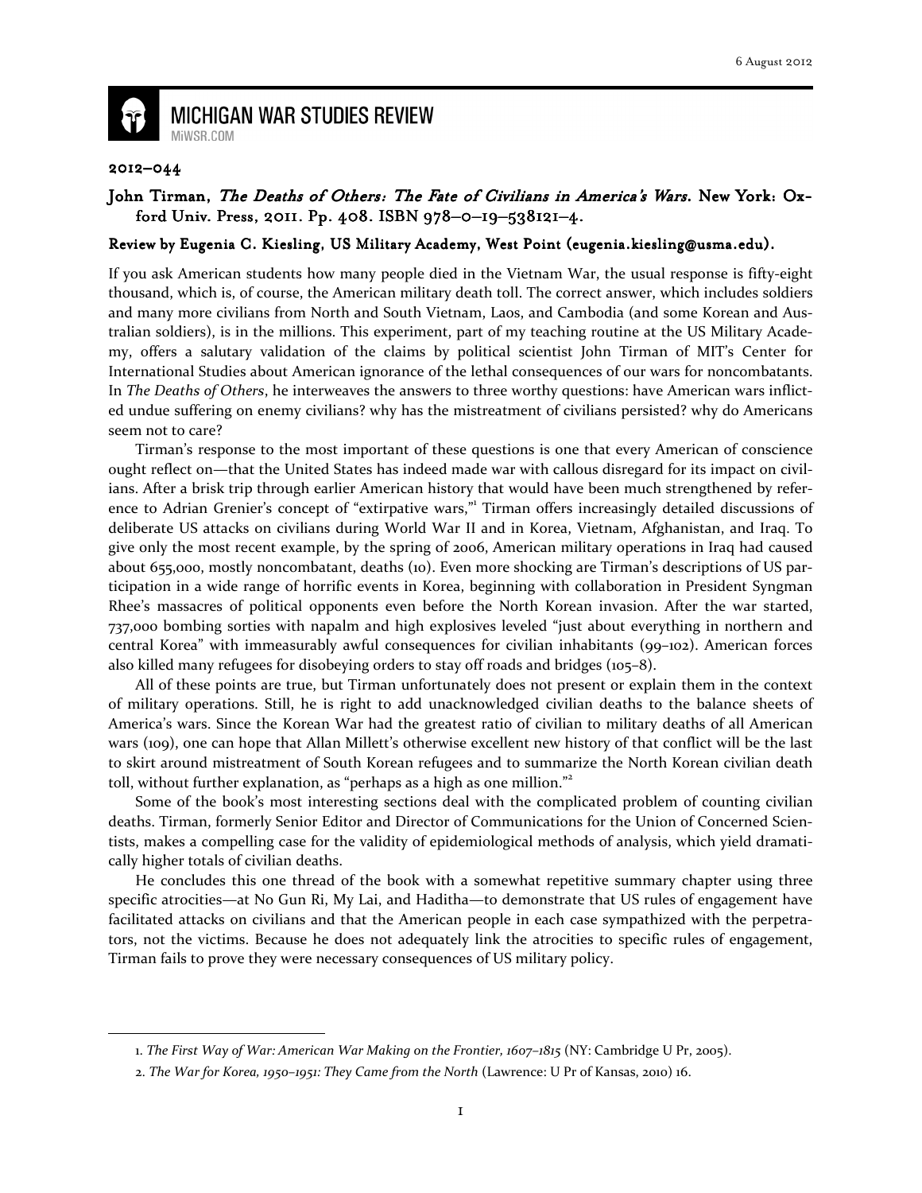6 August 2012

# MICHIGAN WAR STUDIES REVIEW

MiWSR.COM

**2012–044**

**John Tirman, *The Deaths of Others: The Fate of Civilians in America's Wars*. New York: Oxford Univ. Press, 2011. Pp. 408. ISBN 978–0–19–538121–4.**

**Review by Eugenia C. Kiesling, US Military Academy, West Point (eugenia.kiesling@usma.edu).**

If you ask American students how many people died in the Vietnam War, the usual response is fifty-eight thousand, which is, of course, the American military death toll. The correct answer, which includes soldiers and many more civilians from North and South Vietnam, Laos, and Cambodia (and some Korean and Australian soldiers), is in the millions. This experiment, part of my teaching routine at the US Military Academy, offers a salutary validation of the claims by political scientist John Tirman of MIT's Center for International Studies about American ignorance of the lethal consequences of our wars for noncombatants. In *The Deaths of Others*, he interweaves the answers to three worthy questions: have American wars inflicted undue suffering on enemy civilians? why has the mistreatment of civilians persisted? why do Americans seem not to care?

Tirman's response to the most important of these questions is one that every American of conscience ought reflect on—that the United States has indeed made war with callous disregard for its impact on civilians. After a brisk trip through earlier American history that would have been much strengthened by reference to Adrian Grenier's concept of "extirpative wars,"[1] Tirman offers increasingly detailed discussions of deliberate US attacks on civilians during World War II and in Korea, Vietnam, Afghanistan, and Iraq. To give only the most recent example, by the spring of 2006, American military operations in Iraq had caused about 655,000, mostly noncombatant, deaths (10). Even more shocking are Tirman's descriptions of US participation in a wide range of horrific events in Korea, beginning with collaboration in President Syngman Rhee's massacres of political opponents even before the North Korean invasion. After the war started, 737,000 bombing sorties with napalm and high explosives leveled "just about everything in northern and central Korea" with immeasurably awful consequences for civilian inhabitants (99–102). American forces also killed many refugees for disobeying orders to stay off roads and bridges (105–8).

All of these points are true, but Tirman unfortunately does not present or explain them in the context of military operations. Still, he is right to add unacknowledged civilian deaths to the balance sheets of America's wars. Since the Korean War had the greatest ratio of civilian to military deaths of all American wars (109), one can hope that Allan Millett's otherwise excellent new history of that conflict will be the last to skirt around mistreatment of South Korean refugees and to summarize the North Korean civilian death toll, without further explanation, as "perhaps as a high as one million."[2]

Some of the book's most interesting sections deal with the complicated problem of counting civilian deaths. Tirman, formerly Senior Editor and Director of Communications for the Union of Concerned Scientists, makes a compelling case for the validity of epidemiological methods of analysis, which yield dramatically higher totals of civilian deaths.

He concludes this one thread of the book with a somewhat repetitive summary chapter using three specific atrocities—at No Gun Ri, My Lai, and Haditha—to demonstrate that US rules of engagement have facilitated attacks on civilians and that the American people in each case sympathized with the perpetrators, not the victims. Because he does not adequately link the atrocities to specific rules of engagement, Tirman fails to prove they were necessary consequences of US military policy.

---

1. *The First Way of War: American War Making on the Frontier, 1607–1815* (NY: Cambridge U Pr, 2005).

2. *The War for Korea, 1950–1951: They Came from the North* (Lawrence: U Pr of Kansas, 2010) 16.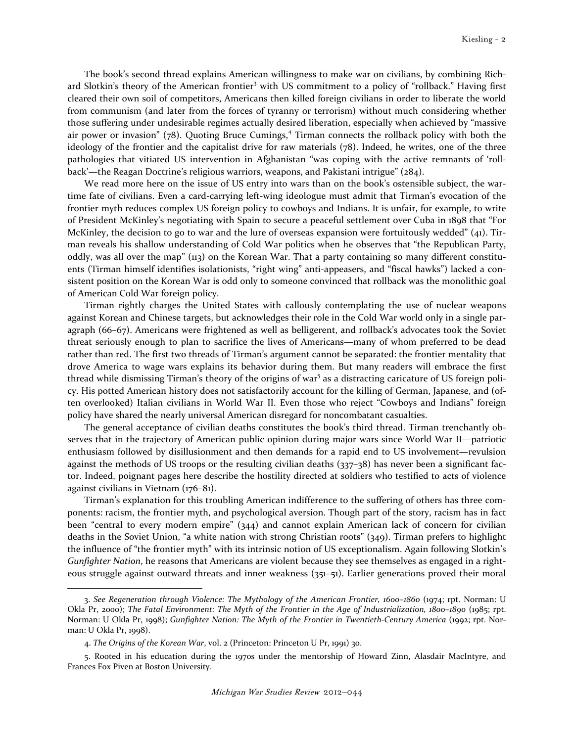The book's second thread explains American willingness to make war on civilians, by combining Richard Slotkin's theory of the American frontier[3] with US commitment to a policy of "rollback." Having first cleared their own soil of competitors, Americans then killed foreign civilians in order to liberate the world from communism (and later from the forces of tyranny or terrorism) without much considering whether those suffering under undesirable regimes actually desired liberation, especially when achieved by "massive air power or invasion" (78). Quoting Bruce Cumings,[4] Tirman connects the rollback policy with both the ideology of the frontier and the capitalist drive for raw materials (78). Indeed, he writes, one of the three pathologies that vitiated US intervention in Afghanistan "was coping with the active remnants of 'rollback'—the Reagan Doctrine's religious warriors, weapons, and Pakistani intrigue" (284).

We read more here on the issue of US entry into wars than on the book's ostensible subject, the wartime fate of civilians. Even a card-carrying left-wing ideologue must admit that Tirman's evocation of the frontier myth reduces complex US foreign policy to cowboys and Indians. It is unfair, for example, to write of President McKinley's negotiating with Spain to secure a peaceful settlement over Cuba in 1898 that "For McKinley, the decision to go to war and the lure of overseas expansion were fortuitously wedded" (41). Tirman reveals his shallow understanding of Cold War politics when he observes that "the Republican Party, oddly, was all over the map" (113) on the Korean War. That a party containing so many different constituents (Tirman himself identifies isolationists, "right wing" anti-appeasers, and "fiscal hawks") lacked a consistent position on the Korean War is odd only to someone convinced that rollback was the monolithic goal of American Cold War foreign policy.

Tirman rightly charges the United States with callously contemplating the use of nuclear weapons against Korean and Chinese targets, but acknowledges their role in the Cold War world only in a single paragraph (66–67). Americans were frightened as well as belligerent, and rollback's advocates took the Soviet threat seriously enough to plan to sacrifice the lives of Americans—many of whom preferred to be dead rather than red. The first two threads of Tirman's argument cannot be separated: the frontier mentality that drove America to wage wars explains its behavior during them. But many readers will embrace the first thread while dismissing Tirman's theory of the origins of war[5] as a distracting caricature of US foreign policy. His potted American history does not satisfactorily account for the killing of German, Japanese, and (often overlooked) Italian civilians in World War II. Even those who reject "Cowboys and Indians" foreign policy have shared the nearly universal American disregard for noncombatant casualties.

The general acceptance of civilian deaths constitutes the book's third thread. Tirman trenchantly observes that in the trajectory of American public opinion during major wars since World War II—patriotic enthusiasm followed by disillusionment and then demands for a rapid end to US involvement—revulsion against the methods of US troops or the resulting civilian deaths (337–38) has never been a significant factor. Indeed, poignant pages here describe the hostility directed at soldiers who testified to acts of violence against civilians in Vietnam (176–81).

Tirman's explanation for this troubling American indifference to the suffering of others has three components: racism, the frontier myth, and psychological aversion. Though part of the story, racism has in fact been "central to every modern empire" (344) and cannot explain American lack of concern for civilian deaths in the Soviet Union, "a white nation with strong Christian roots" (349). Tirman prefers to highlight the influence of "the frontier myth" with its intrinsic notion of US exceptionalism. Again following Slotkin's *Gunfighter Nation*, he reasons that Americans are violent because they see themselves as engaged in a righteous struggle against outward threats and inner weakness (351–51). Earlier generations proved their moral

---

3. See *Regeneration through Violence: The Mythology of the American Frontier, 1600–1860* (1974; rpt. Norman: U Okla Pr, 2000); *The Fatal Environment: The Myth of the Frontier in the Age of Industrialization, 1800–1890* (1985; rpt. Norman: U Okla Pr, 1998); *Gunfighter Nation: The Myth of the Frontier in Twentieth-Century America* (1992; rpt. Norman: U Okla Pr, 1998).

4. *The Origins of the Korean War*, vol. 2 (Princeton: Princeton U Pr, 1991) 30.

5. Rooted in his education during the 1970s under the mentorship of Howard Zinn, Alasdair MacIntyre, and Frances Fox Piven at Boston University.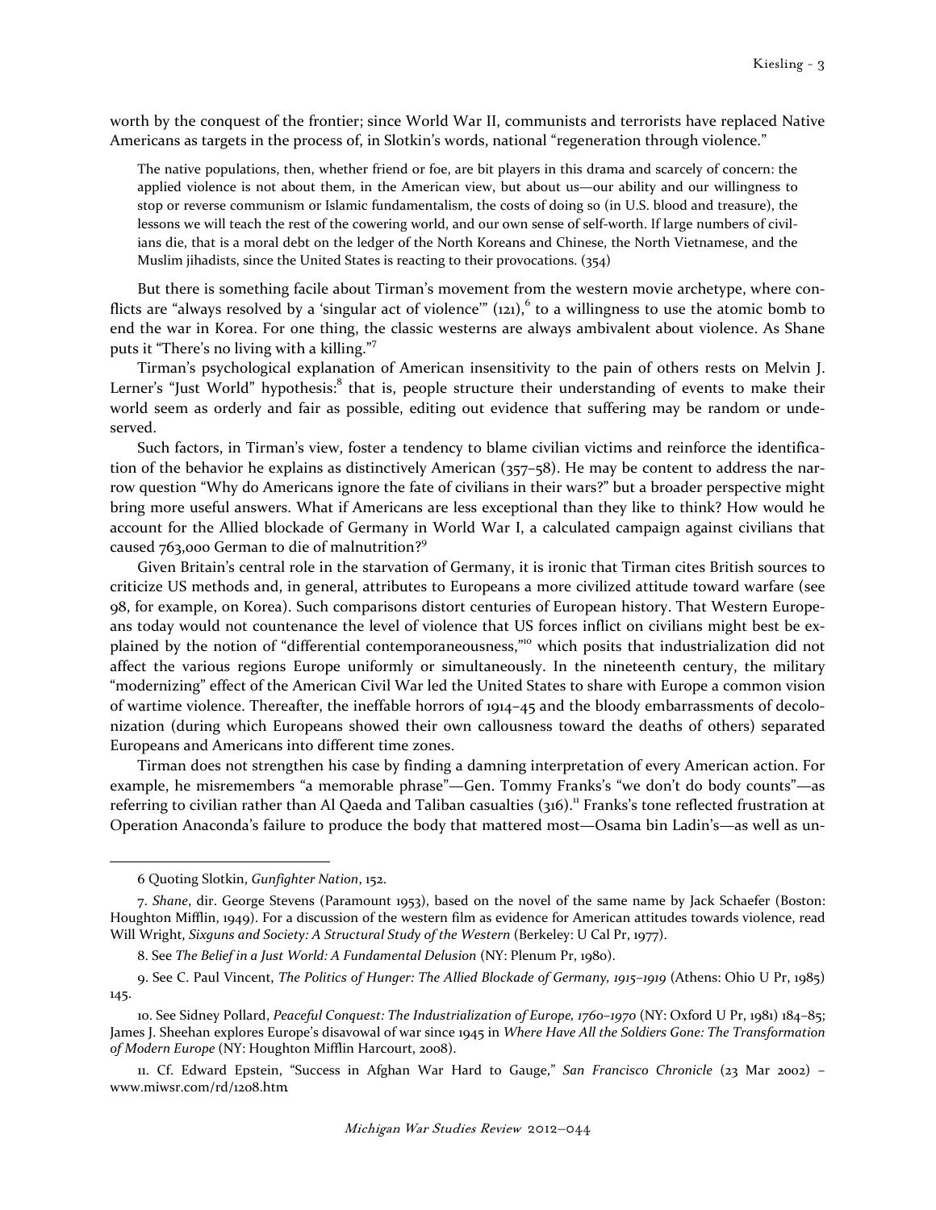worth by the conquest of the frontier; since World War II, communists and terrorists have replaced Native Americans as targets in the process of, in Slotkin's words, national "regeneration through violence."

> The native populations, then, whether friend or foe, are bit players in this drama and scarcely of concern: the applied violence is not about them, in the American view, but about us—our ability and our willingness to stop or reverse communism or Islamic fundamentalism, the costs of doing so (in U.S. blood and treasure), the lessons we will teach the rest of the cowering world, and our own sense of self-worth. If large numbers of civilians die, that is a moral debt on the ledger of the North Koreans and Chinese, the North Vietnamese, and the Muslim jihadists, since the United States is reacting to their provocations. (354)

But there is something facile about Tirman's movement from the western movie archetype, where conflicts are "always resolved by a 'singular act of violence'" (121),[6] to a willingness to use the atomic bomb to end the war in Korea. For one thing, the classic westerns are always ambivalent about violence. As Shane puts it "There's no living with a killing."[7]

Tirman's psychological explanation of American insensitivity to the pain of others rests on Melvin J. Lerner's "Just World" hypothesis:[8] that is, people structure their understanding of events to make their world seem as orderly and fair as possible, editing out evidence that suffering may be random or undeserved.

Such factors, in Tirman's view, foster a tendency to blame civilian victims and reinforce the identification of the behavior he explains as distinctively American (357–58). He may be content to address the narrow question "Why do Americans ignore the fate of civilians in their wars?" but a broader perspective might bring more useful answers. What if Americans are less exceptional than they like to think? How would he account for the Allied blockade of Germany in World War I, a calculated campaign against civilians that caused 763,000 German to die of malnutrition?[9]

Given Britain's central role in the starvation of Germany, it is ironic that Tirman cites British sources to criticize US methods and, in general, attributes to Europeans a more civilized attitude toward warfare (see 98, for example, on Korea). Such comparisons distort centuries of European history. That Western Europeans today would not countenance the level of violence that US forces inflict on civilians might best be explained by the notion of "differential contemporaneousness,"[10] which posits that industrialization did not affect the various regions Europe uniformly or simultaneously. In the nineteenth century, the military "modernizing" effect of the American Civil War led the United States to share with Europe a common vision of wartime violence. Thereafter, the ineffable horrors of 1914–45 and the bloody embarrassments of decolonization (during which Europeans showed their own callousness toward the deaths of others) separated Europeans and Americans into different time zones.

Tirman does not strengthen his case by finding a damning interpretation of every American action. For example, he misremembers "a memorable phrase"—Gen. Tommy Franks's "we don't do body counts"—as referring to civilian rather than Al Qaeda and Taliban casualties (316).[11] Franks's tone reflected frustration at Operation Anaconda's failure to produce the body that mattered most—Osama bin Ladin's—as well as un-

---

6 Quoting Slotkin, *Gunfighter Nation*, 152.

7. *Shane*, dir. George Stevens (Paramount 1953), based on the novel of the same name by Jack Schaefer (Boston: Houghton Mifflin, 1949). For a discussion of the western film as evidence for American attitudes towards violence, read Will Wright, *Sixguns and Society: A Structural Study of the Western* (Berkeley: U Cal Pr, 1977).

8. See *The Belief in a Just World: A Fundamental Delusion* (NY: Plenum Pr, 1980).

9. See C. Paul Vincent, *The Politics of Hunger: The Allied Blockade of Germany, 1915–1919* (Athens: Ohio U Pr, 1985) 145.

10. See Sidney Pollard, *Peaceful Conquest: The Industrialization of Europe, 1760–1970* (NY: Oxford U Pr, 1981) 184–85; James J. Sheehan explores Europe's disavowal of war since 1945 in *Where Have All the Soldiers Gone: The Transformation of Modern Europe* (NY: Houghton Mifflin Harcourt, 2008).

11. Cf. Edward Epstein, "Success in Afghan War Hard to Gauge," *San Francisco Chronicle* (23 Mar 2002) – www.miwsr.com/rd/1208.htm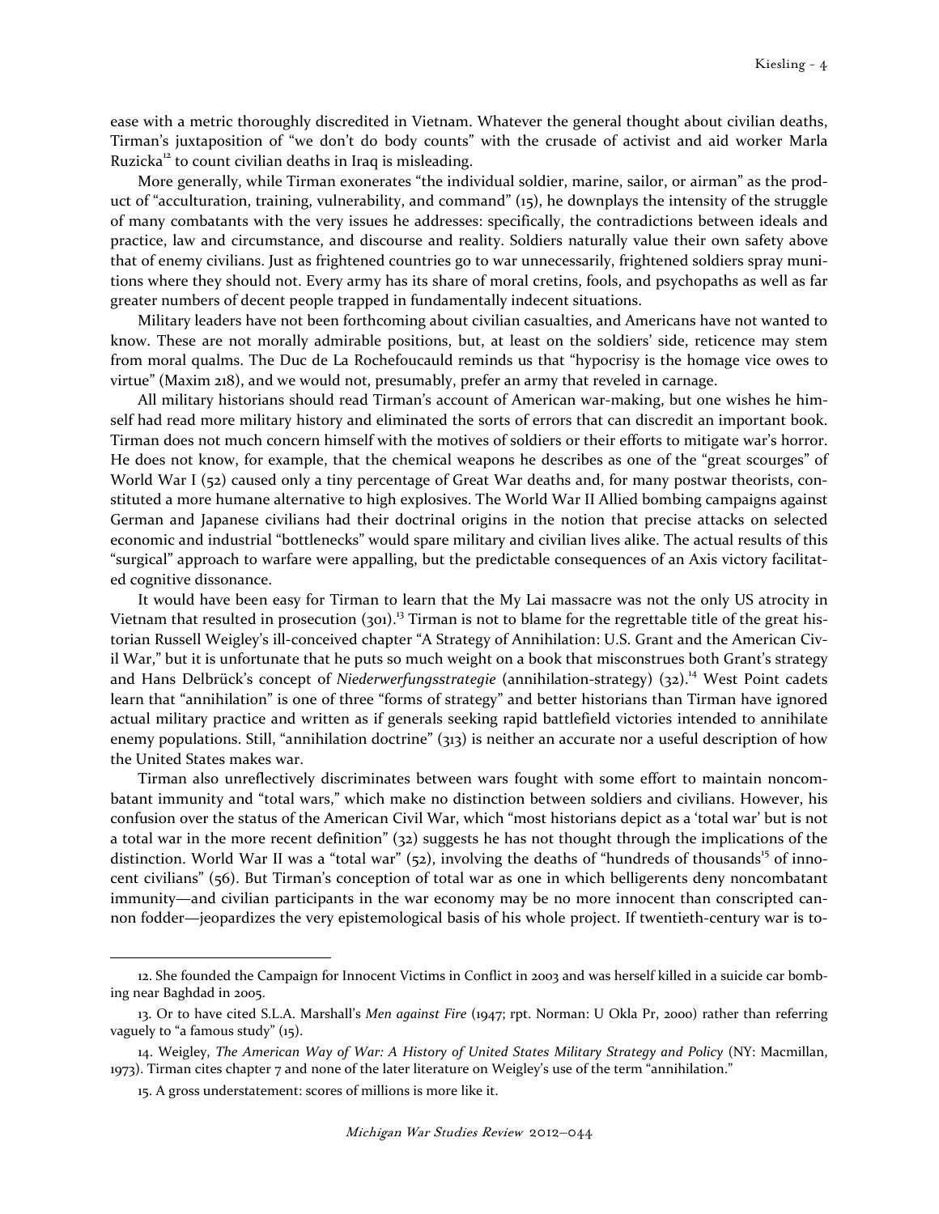ease with a metric thoroughly discredited in Vietnam. Whatever the general thought about civilian deaths, Tirman's juxtaposition of "we don't do body counts" with the crusade of activist and aid worker Marla Ruzicka[12] to count civilian deaths in Iraq is misleading.

More generally, while Tirman exonerates "the individual soldier, marine, sailor, or airman" as the product of "acculturation, training, vulnerability, and command" (15), he downplays the intensity of the struggle of many combatants with the very issues he addresses: specifically, the contradictions between ideals and practice, law and circumstance, and discourse and reality. Soldiers naturally value their own safety above that of enemy civilians. Just as frightened countries go to war unnecessarily, frightened soldiers spray munitions where they should not. Every army has its share of moral cretins, fools, and psychopaths as well as far greater numbers of decent people trapped in fundamentally indecent situations.

Military leaders have not been forthcoming about civilian casualties, and Americans have not wanted to know. These are not morally admirable positions, but, at least on the soldiers' side, reticence may stem from moral qualms. The Duc de La Rochefoucauld reminds us that "hypocrisy is the homage vice owes to virtue" (Maxim 218), and we would not, presumably, prefer an army that reveled in carnage.

All military historians should read Tirman's account of American war-making, but one wishes he himself had read more military history and eliminated the sorts of errors that can discredit an important book. Tirman does not much concern himself with the motives of soldiers or their efforts to mitigate war's horror. He does not know, for example, that the chemical weapons he describes as one of the "great scourges" of World War I (52) caused only a tiny percentage of Great War deaths and, for many postwar theorists, constituted a more humane alternative to high explosives. The World War II Allied bombing campaigns against German and Japanese civilians had their doctrinal origins in the notion that precise attacks on selected economic and industrial "bottlenecks" would spare military and civilian lives alike. The actual results of this "surgical" approach to warfare were appalling, but the predictable consequences of an Axis victory facilitated cognitive dissonance.

It would have been easy for Tirman to learn that the My Lai massacre was not the only US atrocity in Vietnam that resulted in prosecution (301).[13] Tirman is not to blame for the regrettable title of the great historian Russell Weigley's ill-conceived chapter "A Strategy of Annihilation: U.S. Grant and the American Civil War," but it is unfortunate that he puts so much weight on a book that misconstrues both Grant's strategy and Hans Delbrück's concept of *Niederwerfungsstrategie* (annihilation-strategy) (32).[14] West Point cadets learn that "annihilation" is one of three "forms of strategy" and better historians than Tirman have ignored actual military practice and written as if generals seeking rapid battlefield victories intended to annihilate enemy populations. Still, "annihilation doctrine" (313) is neither an accurate nor a useful description of how the United States makes war.

Tirman also unreflectively discriminates between wars fought with some effort to maintain noncombatant immunity and "total wars," which make no distinction between soldiers and civilians. However, his confusion over the status of the American Civil War, which "most historians depict as a 'total war' but is not a total war in the more recent definition" (32) suggests he has not thought through the implications of the distinction. World War II was a "total war" (52), involving the deaths of "hundreds of thousands[15] of innocent civilians" (56). But Tirman's conception of total war as one in which belligerents deny noncombatant immunity—and civilian participants in the war economy may be no more innocent than conscripted cannon fodder—jeopardizes the very epistemological basis of his whole project. If twentieth-century war is to-

---

12. She founded the Campaign for Innocent Victims in Conflict in 2003 and was herself killed in a suicide car bombing near Baghdad in 2005.

13. Or to have cited S.L.A. Marshall's *Men against Fire* (1947; rpt. Norman: U Okla Pr, 2000) rather than referring vaguely to "a famous study" (15).

14. Weigley, *The American Way of War: A History of United States Military Strategy and Policy* (NY: Macmillan, 1973). Tirman cites chapter 7 and none of the later literature on Weigley's use of the term "annihilation."

15. A gross understatement: scores of millions is more like it.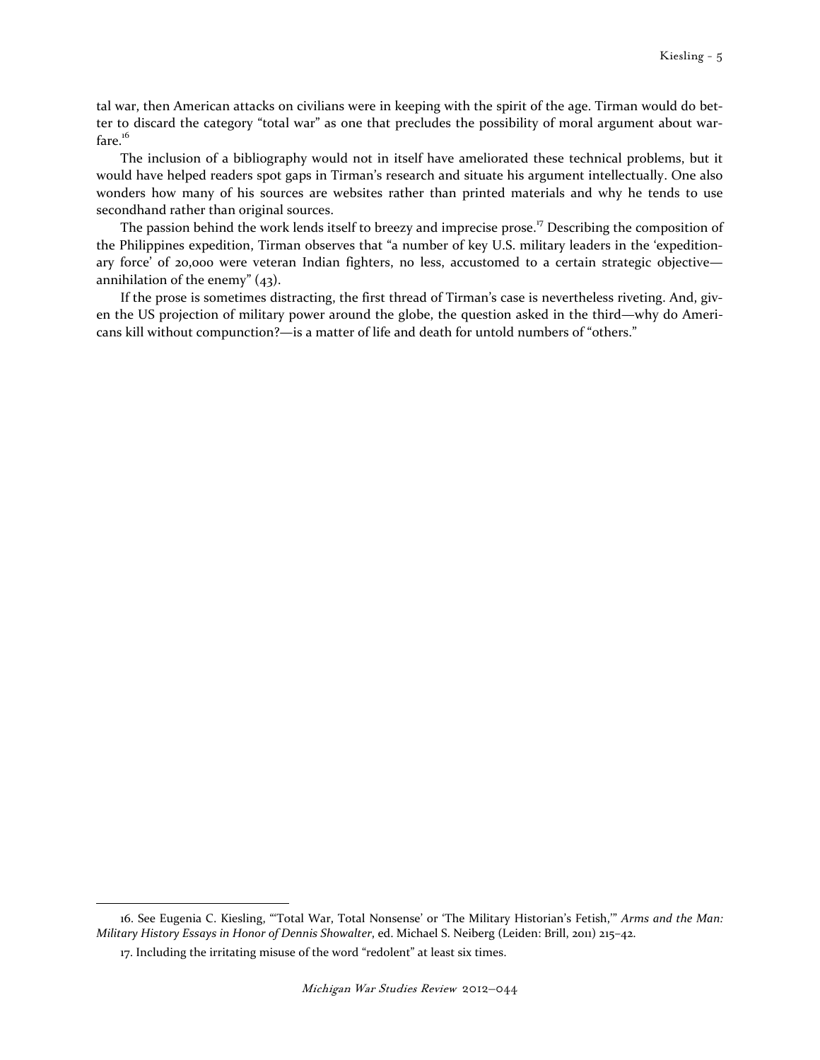tal war, then American attacks on civilians were in keeping with the spirit of the age. Tirman would do better to discard the category "total war" as one that precludes the possibility of moral argument about warfare.[16]

The inclusion of a bibliography would not in itself have ameliorated these technical problems, but it would have helped readers spot gaps in Tirman's research and situate his argument intellectually. One also wonders how many of his sources are websites rather than printed materials and why he tends to use secondhand rather than original sources.

The passion behind the work lends itself to breezy and imprecise prose.[17] Describing the composition of the Philippines expedition, Tirman observes that "a number of key U.S. military leaders in the 'expeditionary force' of 20,000 were veteran Indian fighters, no less, accustomed to a certain strategic objective—annihilation of the enemy" (43).

If the prose is sometimes distracting, the first thread of Tirman's case is nevertheless riveting. And, given the US projection of military power around the globe, the question asked in the third—why do Americans kill without compunction?—is a matter of life and death for untold numbers of "others."

---

16. See Eugenia C. Kiesling, "'Total War, Total Nonsense' or 'The Military Historian's Fetish,'" *Arms and the Man: Military History Essays in Honor of Dennis Showalter*, ed. Michael S. Neiberg (Leiden: Brill, 2011) 215–42.

17. Including the irritating misuse of the word "redolent" at least six times.